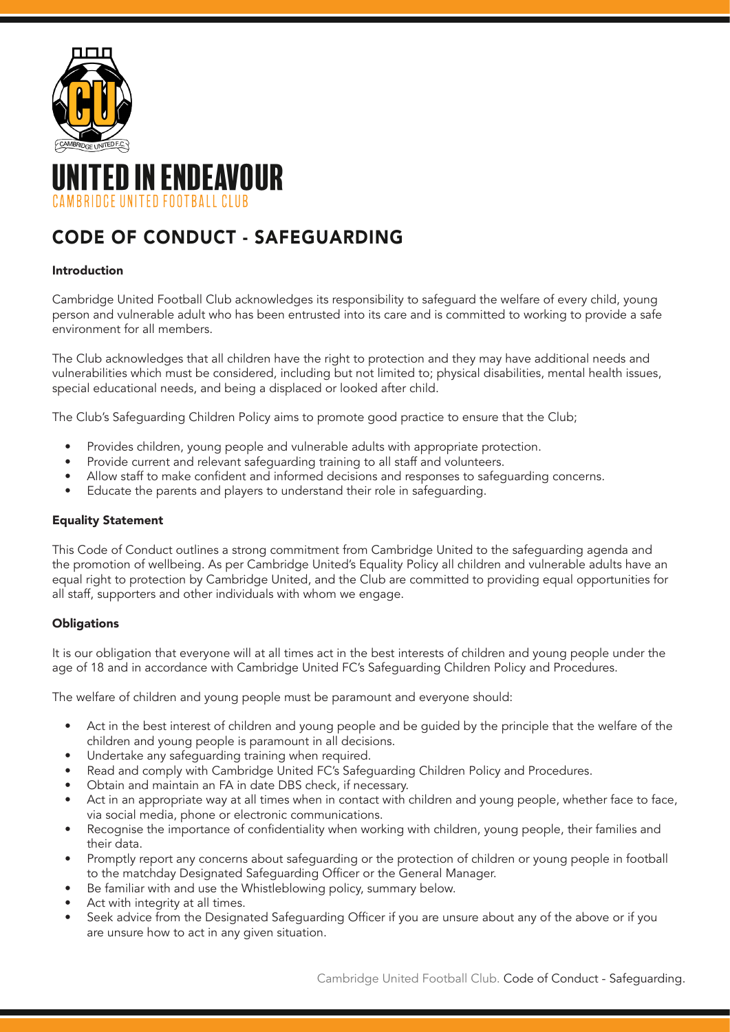# UNITED IN ENDEAVOUR

CAMBRIDGE UNITED FOOTBALL CLUB

## CODE OF CONDUCT - SAFEGUARDING

### Introduction

Cambridge United Football Club acknowledges its responsibility to safeguard the welfare of every child, young person and vulnerable adult who has been entrusted into its care and is committed to working to provide a safe environment for all members.

The Club acknowledges that all children have the right to protection and they may have additional needs and vulnerabilities which must be considered, including but not limited to; physical disabilities, mental health issues, special educational needs, and being a displaced or looked after child.

The Club's Safeguarding Children Policy aims to promote good practice to ensure that the Club;

- Provides children, young people and vulnerable adults with appropriate protection.
- Provide current and relevant safeguarding training to all staff and volunteers.
- Allow staff to make confident and informed decisions and responses to safeguarding concerns.
- Educate the parents and players to understand their role in safeguarding.

### Equality Statement

This Code of Conduct outlines a strong commitment from Cambridge United to the safeguarding agenda and the promotion of wellbeing. As per Cambridge United's Equality Policy all children and vulnerable adults have an equal right to protection by Cambridge United, and the Club are committed to providing equal opportunities for all staff, supporters and other individuals with whom we engage.

### Obligations

It is our obligation that everyone will at all times act in the best interests of children and young people under the age of 18 and in accordance with Cambridge United FC's Safeguarding Children Policy and Procedures.

The welfare of children and young people must be paramount and everyone should:

- Act in the best interest of children and young people and be guided by the principle that the welfare of the children and young people is paramount in all decisions.
- Undertake any safeguarding training when required.
- Read and comply with Cambridge United FC's Safeguarding Children Policy and Procedures.
- Obtain and maintain an FA in date DBS check, if necessary.
- Act in an appropriate way at all times when in contact with children and young people, whether face to face, via social media, phone or electronic communications.
- Recognise the importance of confidentiality when working with children, young people, their families and their data.
- Promptly report any concerns about safeguarding or the protection of children or young people in football to the matchday Designated Safeguarding Officer or the General Manager.
- Be familiar with and use the Whistleblowing policy, summary below.
- Act with integrity at all times.
- Seek advice from the Designated Safeguarding Officer if you are unsure about any of the above or if you are unsure how to act in any given situation.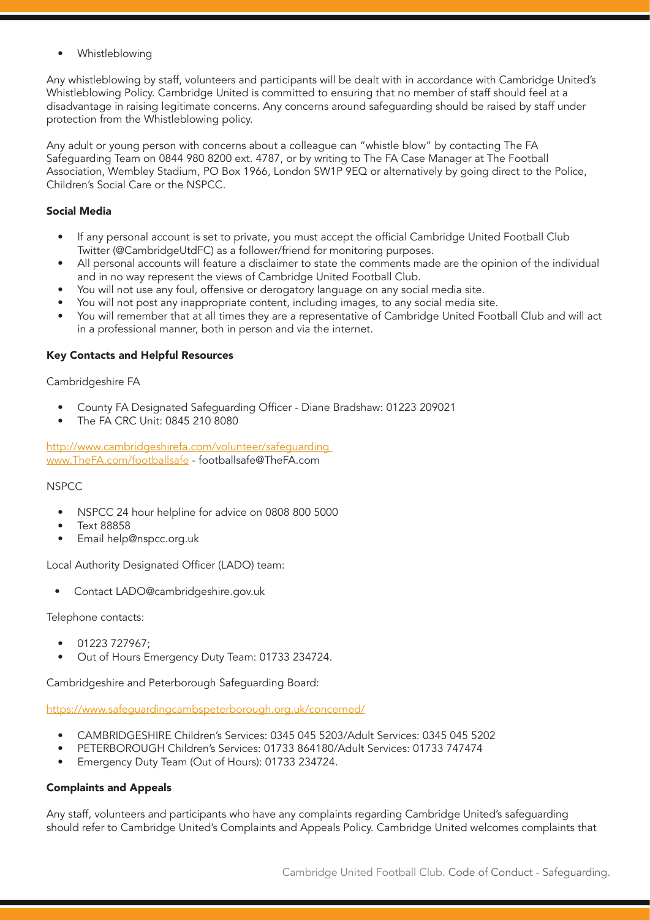- Whistleblowing

Any whistleblowing by staff, volunteers and participants will be dealt with in accordance with Cambridge United's Whistleblowing Policy. Cambridge United is committed to ensuring that no member of staff should feel at a disadvantage in raising legitimate concerns. Any concerns around safeguarding should be raised by staff under protection from the Whistleblowing policy.

Any adult or young person with concerns about a colleague can "whistle blow" by contacting The FA Safeguarding Team on 0844 980 8200 ext. 4787, or by writing to The FA Case Manager at The Football Association, Wembley Stadium, PO Box 1966, London SW1P 9EQ or alternatively by going direct to the Police, Children's Social Care or the NSPCC.

**Social Media**

- If any personal account is set to private, you must accept the official Cambridge United Football Club Twitter (@CambridgeUtdFC) as a follower/friend for monitoring purposes.
- All personal accounts will feature a disclaimer to state the comments made are the opinion of the individual and in no way represent the views of Cambridge United Football Club.
- You will not use any foul, offensive or derogatory language on any social media site.
- You will not post any inappropriate content, including images, to any social media site.
- You will remember that at all times they are a representative of Cambridge United Football Club and will act in a professional manner, both in person and via the internet.

**Key Contacts and Helpful Resources**

Cambridgeshire FA

- County FA Designated Safeguarding Officer - Diane Bradshaw: 01223 209021
- The FA CRC Unit: 0845 210 8080

http://www.cambridgeshirefa.com/volunteer/safeguarding
www.TheFA.com/footballsafe - footballsafe@TheFA.com

NSPCC

- NSPCC 24 hour helpline for advice on 0808 800 5000
- Text 88858
- Email help@nspcc.org.uk

Local Authority Designated Officer (LADO) team:

- Contact LADO@cambridgeshire.gov.uk

Telephone contacts:

- 01223 727967;
- Out of Hours Emergency Duty Team: 01733 234724.

Cambridgeshire and Peterborough Safeguarding Board:

https://www.safeguardingcambspeterborough.org.uk/concerned/

- CAMBRIDGESHIRE Children's Services: 0345 045 5203/Adult Services: 0345 045 5202
- PETERBOROUGH Children's Services: 01733 864180/Adult Services: 01733 747474
- Emergency Duty Team (Out of Hours): 01733 234724.

**Complaints and Appeals**

Any staff, volunteers and participants who have any complaints regarding Cambridge United's safeguarding should refer to Cambridge United's Complaints and Appeals Policy. Cambridge United welcomes complaints that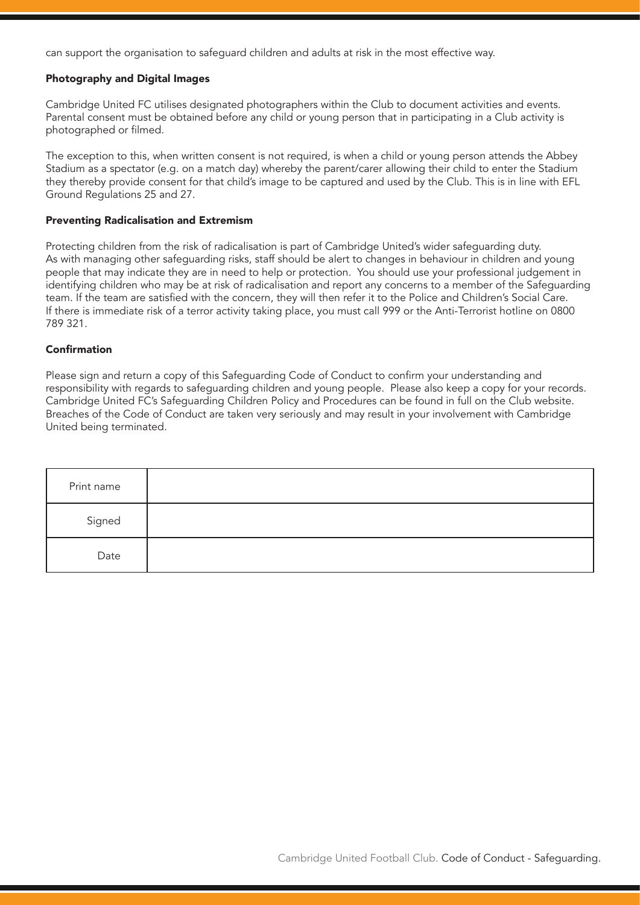can support the organisation to safeguard children and adults at risk in the most effective way.

### Photography and Digital Images

Cambridge United FC utilises designated photographers within the Club to document activities and events. Parental consent must be obtained before any child or young person that in participating in a Club activity is photographed or filmed.

The exception to this, when written consent is not required, is when a child or young person attends the Abbey Stadium as a spectator (e.g. on a match day) whereby the parent/carer allowing their child to enter the Stadium they thereby provide consent for that child's image to be captured and used by the Club. This is in line with EFL Ground Regulations 25 and 27.

### Preventing Radicalisation and Extremism

Protecting children from the risk of radicalisation is part of Cambridge United's wider safeguarding duty. As with managing other safeguarding risks, staff should be alert to changes in behaviour in children and young people that may indicate they are in need to help or protection. You should use your professional judgement in identifying children who may be at risk of radicalisation and report any concerns to a member of the Safeguarding team. If the team are satisfied with the concern, they will then refer it to the Police and Children's Social Care. If there is immediate risk of a terror activity taking place, you must call 999 or the Anti-Terrorist hotline on 0800 789 321.

### Confirmation

Please sign and return a copy of this Safeguarding Code of Conduct to confirm your understanding and responsibility with regards to safeguarding children and young people. Please also keep a copy for your records. Cambridge United FC's Safeguarding Children Policy and Procedures can be found in full on the Club website. Breaches of the Code of Conduct are taken very seriously and may result in your involvement with Cambridge United being terminated.

| | |
|---|---|
| Print name | |
| Signed | |
| Date | |